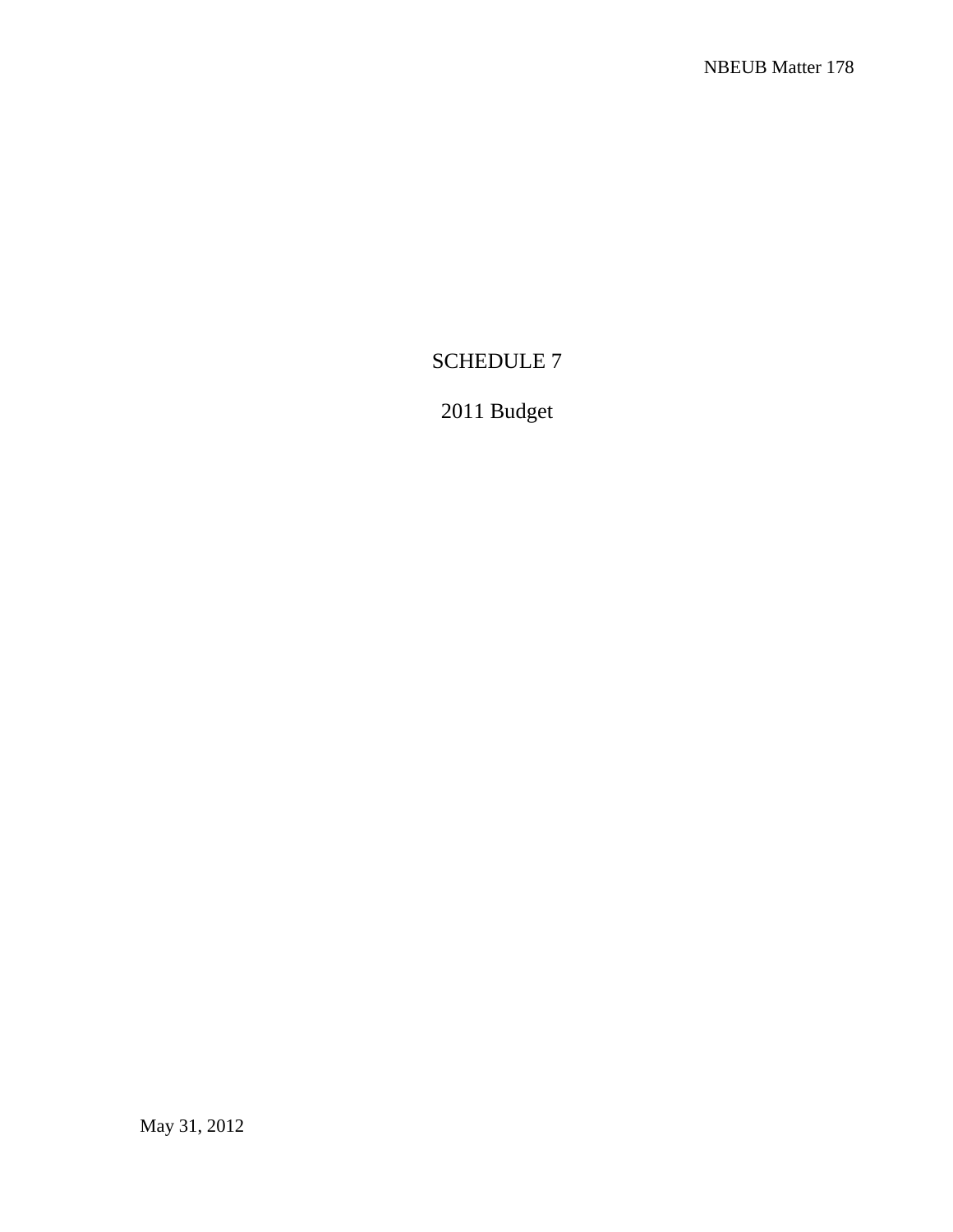# SCHEDULE 7

## 2011 Budget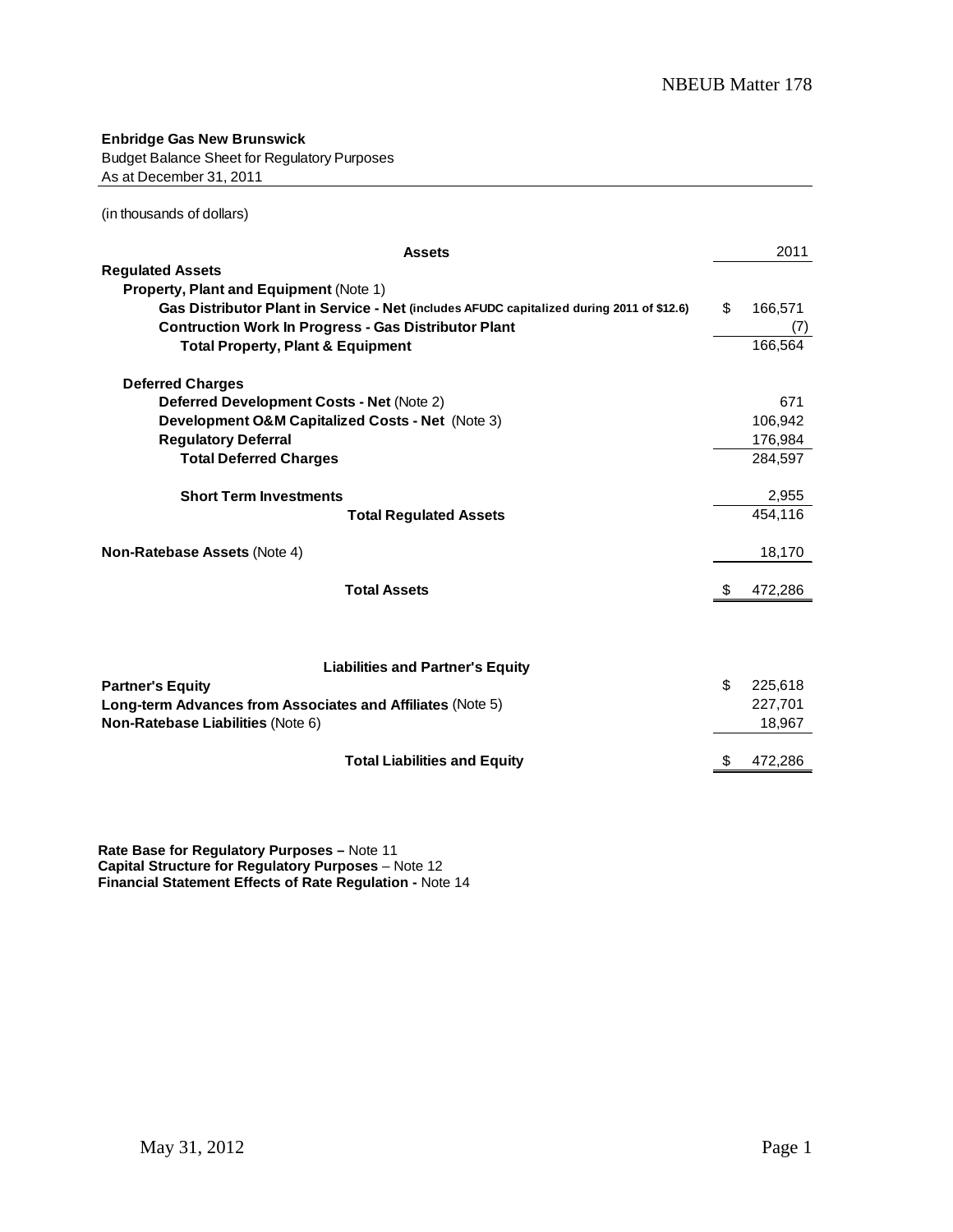**Enbridge Gas New Brunswick**
Budget Balance Sheet for Regulatory Purposes
As at December 31, 2011

(in thousands of dollars)

| **Assets** | 2011 |
|---|---|
| **Regulated Assets** | |
| **Property, Plant and Equipment** (Note 1) | |
| **Gas Distributor Plant in Service - Net** (includes AFUDC capitalized during 2011 of $12.6) | $ 166,571 |
| **Contruction Work In Progress - Gas Distributor Plant** | (7) |
| **Total Property, Plant & Equipment** | 166,564 |
| | |
| **Deferred Charges** | |
| **Deferred Development Costs - Net** (Note 2) | 671 |
| **Development O&M Capitalized Costs - Net** (Note 3) | 106,942 |
| **Regulatory Deferral** | 176,984 |
| **Total Deferred Charges** | 284,597 |
| | |
| **Short Term Investments** | 2,955 |
| **Total Regulated Assets** | 454,116 |
| | |
| **Non-Ratebase Assets** (Note 4) | 18,170 |
| | |
| **Total Assets** | $ 472,286 |

| **Liabilities and Partner's Equity** | |
|---|---|
| **Partner's Equity** | $ 225,618 |
| **Long-term Advances from Associates and Affiliates** (Note 5) | 227,701 |
| **Non-Ratebase Liabilities** (Note 6) | 18,967 |
| | |
| **Total Liabilities and Equity** | $ 472,286 |

**Rate Base for Regulatory Purposes –** Note 11
**Capital Structure for Regulatory Purposes** – Note 12
**Financial Statement Effects of Rate Regulation -** Note 14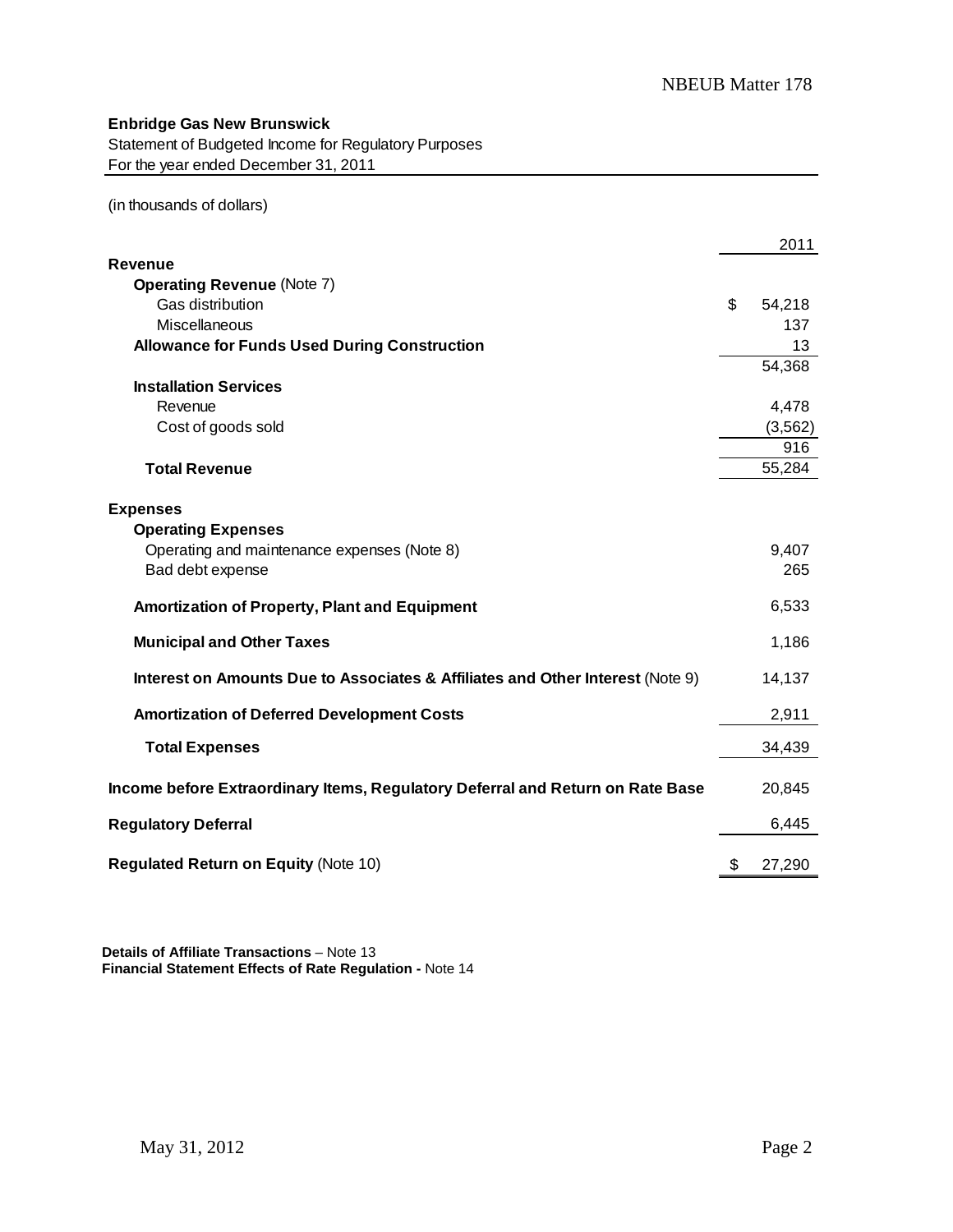**Enbridge Gas New Brunswick**
Statement of Budgeted Income for Regulatory Purposes
For the year ended December 31, 2011

(in thousands of dollars)

| | 2011 |
|---|---|
| **Revenue** | |
| **Operating Revenue** (Note 7) | |
| Gas distribution | $ 54,218 |
| Miscellaneous | 137 |
| **Allowance for Funds Used During Construction** | 13 |
| | 54,368 |
| **Installation Services** | |
| Revenue | 4,478 |
| Cost of goods sold | (3,562) |
| | 916 |
| **Total Revenue** | 55,284 |
| | |
| **Expenses** | |
| **Operating Expenses** | |
| Operating and maintenance expenses (Note 8) | 9,407 |
| Bad debt expense | 265 |
| **Amortization of Property, Plant and Equipment** | 6,533 |
| **Municipal and Other Taxes** | 1,186 |
| **Interest on Amounts Due to Associates & Affiliates and Other Interest** (Note 9) | 14,137 |
| **Amortization of Deferred Development Costs** | 2,911 |
| **Total Expenses** | 34,439 |
| | |
| **Income before Extraordinary Items, Regulatory Deferral and Return on Rate Base** | 20,845 |
| **Regulatory Deferral** | 6,445 |
| **Regulated Return on Equity** (Note 10) | $ 27,290 |

**Details of Affiliate Transactions** – Note 13
**Financial Statement Effects of Rate Regulation -** Note 14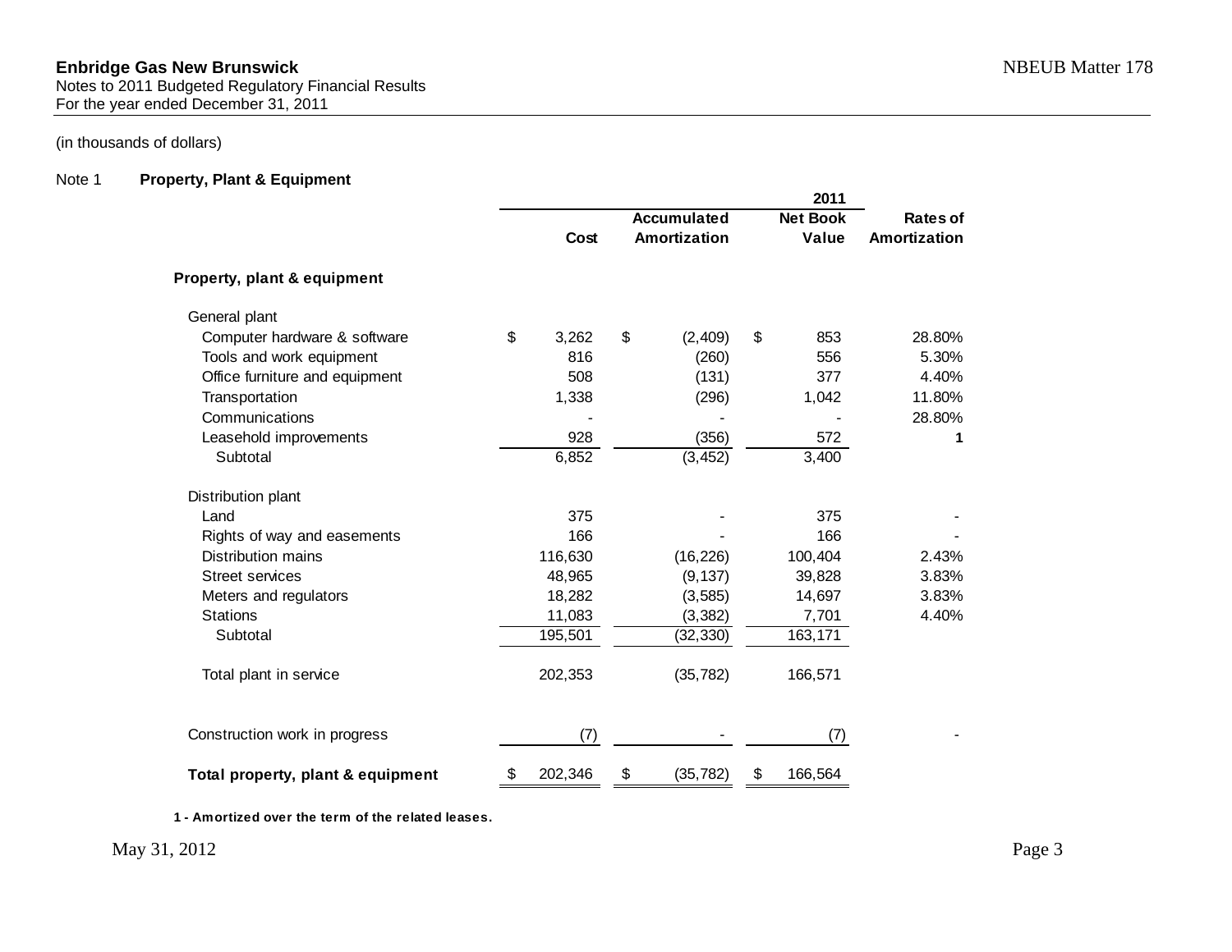**Enbridge Gas New Brunswick**
Notes to 2011 Budgeted Regulatory Financial Results
For the year ended December 31, 2011

(in thousands of dollars)

Note 1 **Property, Plant & Equipment**

| | 2011 | | | |
|---|---|---|---|---|
| | Cost | Accumulated Amortization | Net Book Value | Rates of Amortization |
| **Property, plant & equipment** | | | | |
| General plant | | | | |
| Computer hardware & software | $ 3,262 | $ (2,409) | $ 853 | 28.80% |
| Tools and work equipment | 816 | (260) | 556 | 5.30% |
| Office furniture and equipment | 508 | (131) | 377 | 4.40% |
| Transportation | 1,338 | (296) | 1,042 | 11.80% |
| Communications | - | - | - | 28.80% |
| Leasehold improvements | 928 | (356) | 572 | **1** |
| Subtotal | 6,852 | (3,452) | 3,400 | |
| Distribution plant | | | | |
| Land | 375 | - | 375 | - |
| Rights of way and easements | 166 | - | 166 | - |
| Distribution mains | 116,630 | (16,226) | 100,404 | 2.43% |
| Street services | 48,965 | (9,137) | 39,828 | 3.83% |
| Meters and regulators | 18,282 | (3,585) | 14,697 | 3.83% |
| Stations | 11,083 | (3,382) | 7,701 | 4.40% |
| Subtotal | 195,501 | (32,330) | 163,171 | |
| Total plant in service | 202,353 | (35,782) | 166,571 | |
| Construction work in progress | (7) | - | (7) | - |
| **Total property, plant & equipment** | $ 202,346 | $ (35,782) | $ 166,564 | |

**1 - Amortized over the term of the related leases.**

May 31, 2012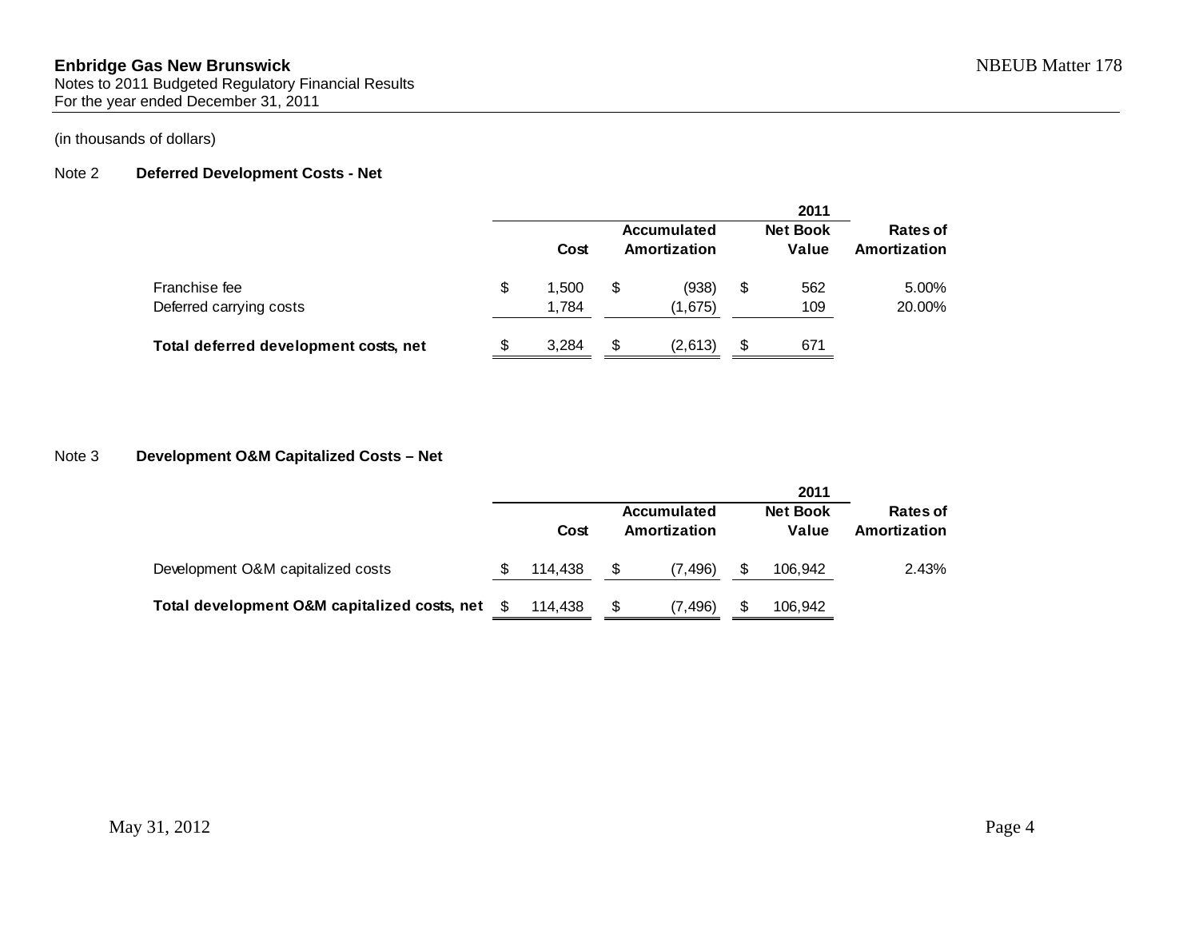**Enbridge Gas New Brunswick**
Notes to 2011 Budgeted Regulatory Financial Results
For the year ended December 31, 2011

NBEUB Matter 178

(in thousands of dollars)

## Note 2 Deferred Development Costs - Net

| | | 2011 | | |
|---|---|---|---|---|
| | **Cost** | **Accumulated Amortization** | **Net Book Value** | **Rates of Amortization** |
| Franchise fee | $ 1,500 | $ (938) | $ 562 | 5.00% |
| Deferred carrying costs | 1,784 | (1,675) | 109 | 20.00% |
| **Total deferred development costs, net** | $ 3,284 | $ (2,613) | $ 671 | |

## Note 3 Development O&M Capitalized Costs – Net

| | | 2011 | | |
|---|---|---|---|---|
| | **Cost** | **Accumulated Amortization** | **Net Book Value** | **Rates of Amortization** |
| Development O&M capitalized costs | $ 114,438 | $ (7,496) | $ 106,942 | 2.43% |
| **Total development O&M capitalized costs, net** | $ 114,438 | $ (7,496) | $ 106,942 | |

May 31, 2012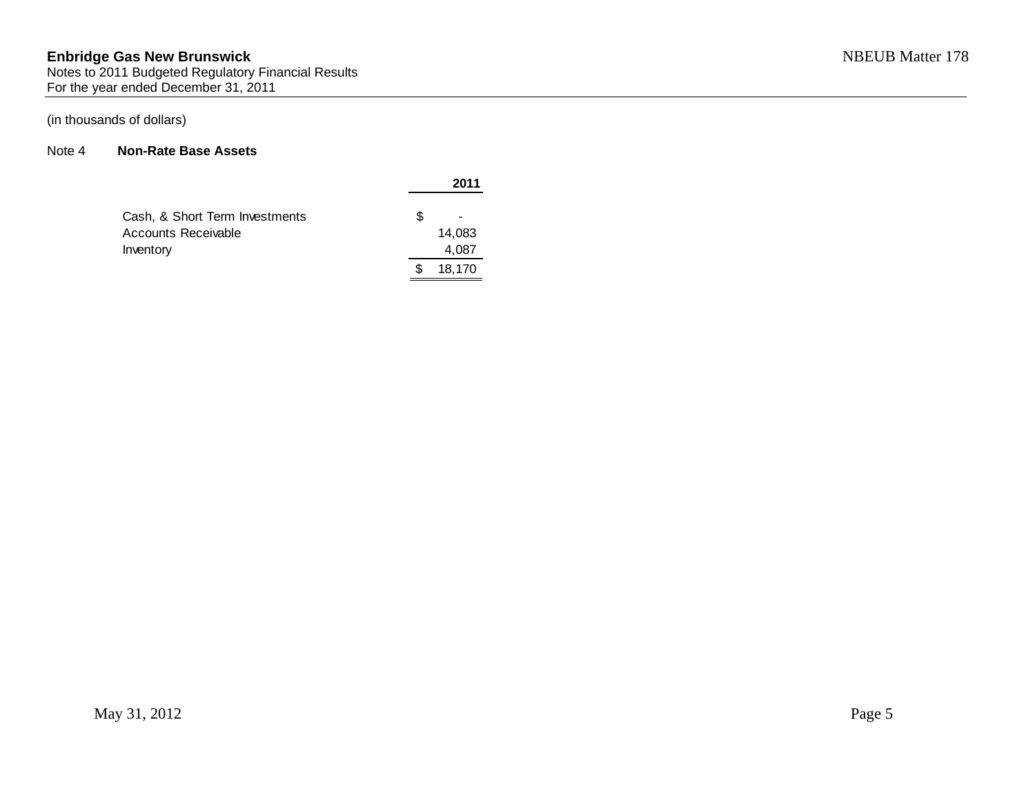**Enbridge Gas New Brunswick**
Notes to 2011 Budgeted Regulatory Financial Results
For the year ended December 31, 2011

(in thousands of dollars)

Note 4 **Non-Rate Base Assets**

| | 2011 |
|---|---|
| Cash, & Short Term Investments | $ - |
| Accounts Receivable | 14,083 |
| Inventory | 4,087 |
| | $ 18,170 |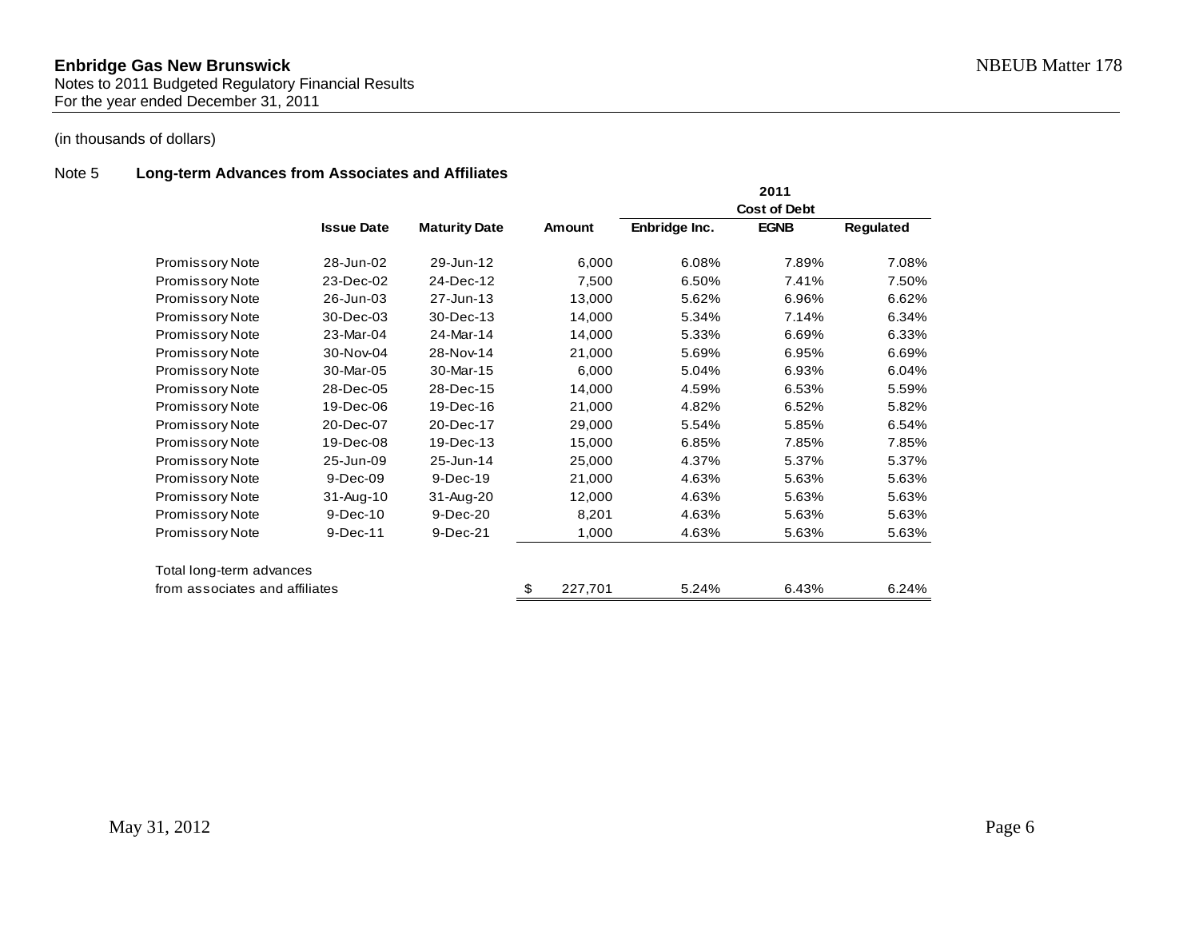**Enbridge Gas New Brunswick**
Notes to 2011 Budgeted Regulatory Financial Results
For the year ended December 31, 2011

(in thousands of dollars)

Note 5 **Long-term Advances from Associates and Affiliates**

| | Issue Date | Maturity Date | Amount | 2011 Cost of Debt Enbridge Inc. | EGNB | Regulated |
|---|---|---|---|---|---|---|
| Promissory Note | 28-Jun-02 | 29-Jun-12 | 6,000 | 6.08% | 7.89% | 7.08% |
| Promissory Note | 23-Dec-02 | 24-Dec-12 | 7,500 | 6.50% | 7.41% | 7.50% |
| Promissory Note | 26-Jun-03 | 27-Jun-13 | 13,000 | 5.62% | 6.96% | 6.62% |
| Promissory Note | 30-Dec-03 | 30-Dec-13 | 14,000 | 5.34% | 7.14% | 6.34% |
| Promissory Note | 23-Mar-04 | 24-Mar-14 | 14,000 | 5.33% | 6.69% | 6.33% |
| Promissory Note | 30-Nov-04 | 28-Nov-14 | 21,000 | 5.69% | 6.95% | 6.69% |
| Promissory Note | 30-Mar-05 | 30-Mar-15 | 6,000 | 5.04% | 6.93% | 6.04% |
| Promissory Note | 28-Dec-05 | 28-Dec-15 | 14,000 | 4.59% | 6.53% | 5.59% |
| Promissory Note | 19-Dec-06 | 19-Dec-16 | 21,000 | 4.82% | 6.52% | 5.82% |
| Promissory Note | 20-Dec-07 | 20-Dec-17 | 29,000 | 5.54% | 5.85% | 6.54% |
| Promissory Note | 19-Dec-08 | 19-Dec-13 | 15,000 | 6.85% | 7.85% | 7.85% |
| Promissory Note | 25-Jun-09 | 25-Jun-14 | 25,000 | 4.37% | 5.37% | 5.37% |
| Promissory Note | 9-Dec-09 | 9-Dec-19 | 21,000 | 4.63% | 5.63% | 5.63% |
| Promissory Note | 31-Aug-10 | 31-Aug-20 | 12,000 | 4.63% | 5.63% | 5.63% |
| Promissory Note | 9-Dec-10 | 9-Dec-20 | 8,201 | 4.63% | 5.63% | 5.63% |
| Promissory Note | 9-Dec-11 | 9-Dec-21 | 1,000 | 4.63% | 5.63% | 5.63% |
| Total long-term advances from associates and affiliates | | | $ 227,701 | 5.24% | 6.43% | 6.24% |

May 31, 2012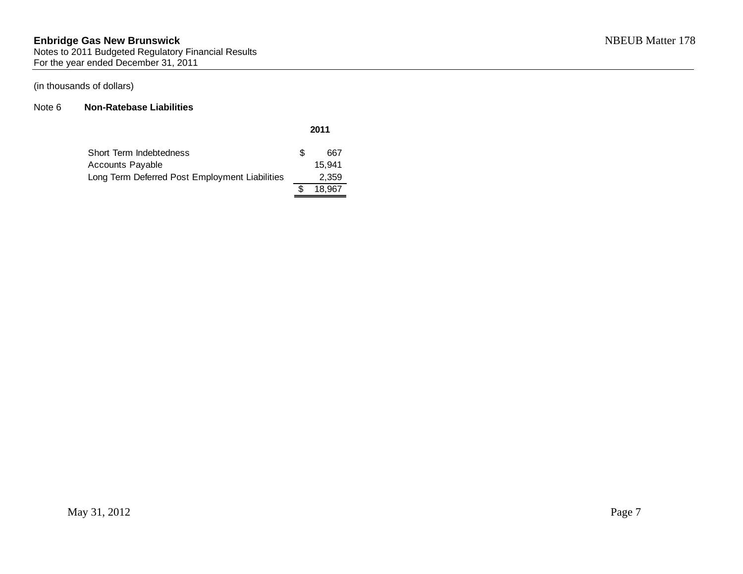**Enbridge Gas New Brunswick**
Notes to 2011 Budgeted Regulatory Financial Results
For the year ended December 31, 2011

(in thousands of dollars)

Note 6 **Non-Ratebase Liabilities**

| | **2011** |
|---|---|
| Short Term Indebtedness | $ 667 |
| Accounts Payable | 15,941 |
| Long Term Deferred Post Employment Liabilities | 2,359 |
| | $ 18,967 |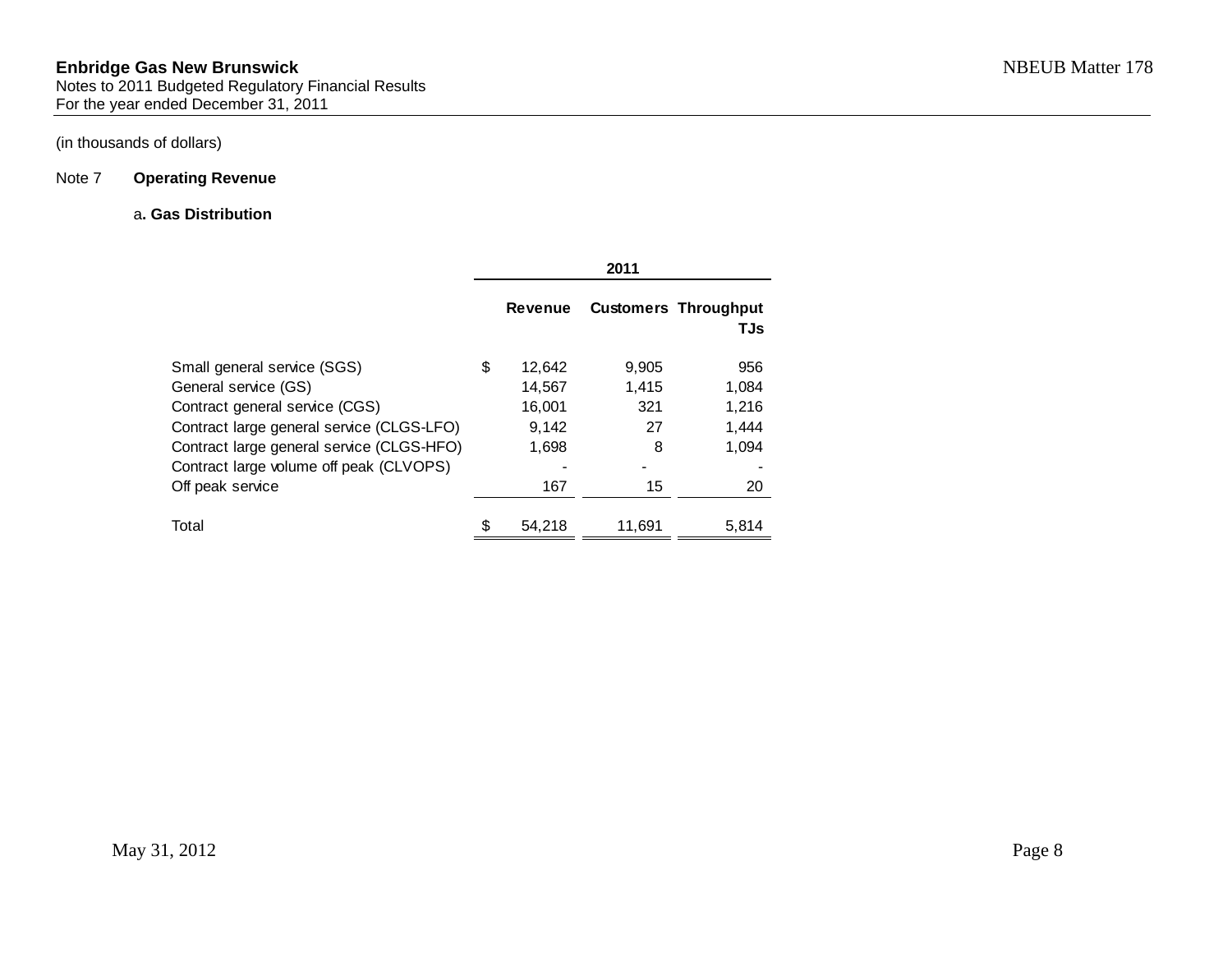**Enbridge Gas New Brunswick**
Notes to 2011 Budgeted Regulatory Financial Results
For the year ended December 31, 2011

NBEUB Matter 178

(in thousands of dollars)

Note 7 **Operating Revenue**

a**. Gas Distribution**

| | 2011 | | |
|---|---|---|---|
| | **Revenue** | **Customers** | **Throughput TJs** |
| Small general service (SGS) | $ 12,642 | 9,905 | 956 |
| General service (GS) | 14,567 | 1,415 | 1,084 |
| Contract general service (CGS) | 16,001 | 321 | 1,216 |
| Contract large general service (CLGS-LFO) | 9,142 | 27 | 1,444 |
| Contract large general service (CLGS-HFO) | 1,698 | 8 | 1,094 |
| Contract large volume off peak (CLVOPS) | - | - | - |
| Off peak service | 167 | 15 | 20 |
| Total | $ 54,218 | 11,691 | 5,814 |

May 31, 2012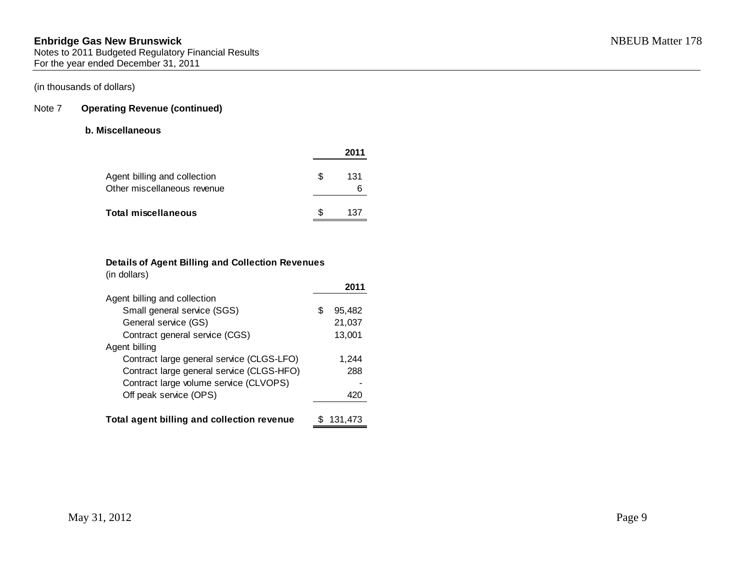**Enbridge Gas New Brunswick**
Notes to 2011 Budgeted Regulatory Financial Results
For the year ended December 31, 2011

NBEUB Matter 178

(in thousands of dollars)

## Note 7 Operating Revenue (continued)

### b. Miscellaneous

| | 2011 |
|---|---|
| Agent billing and collection | $ 131 |
| Other miscellaneous revenue | 6 |
| **Total miscellaneous** | $ 137 |

**Details of Agent Billing and Collection Revenues**
(in dollars)

| | 2011 |
|---|---|
| Agent billing and collection | |
| Small general service (SGS) | $ 95,482 |
| General service (GS) | 21,037 |
| Contract general service (CGS) | 13,001 |
| Agent billing | |
| Contract large general service (CLGS-LFO) | 1,244 |
| Contract large general service (CLGS-HFO) | 288 |
| Contract large volume service (CLVOPS) | - |
| Off peak service (OPS) | 420 |
| **Total agent billing and collection revenue** | $ 131,473 |

May 31, 2012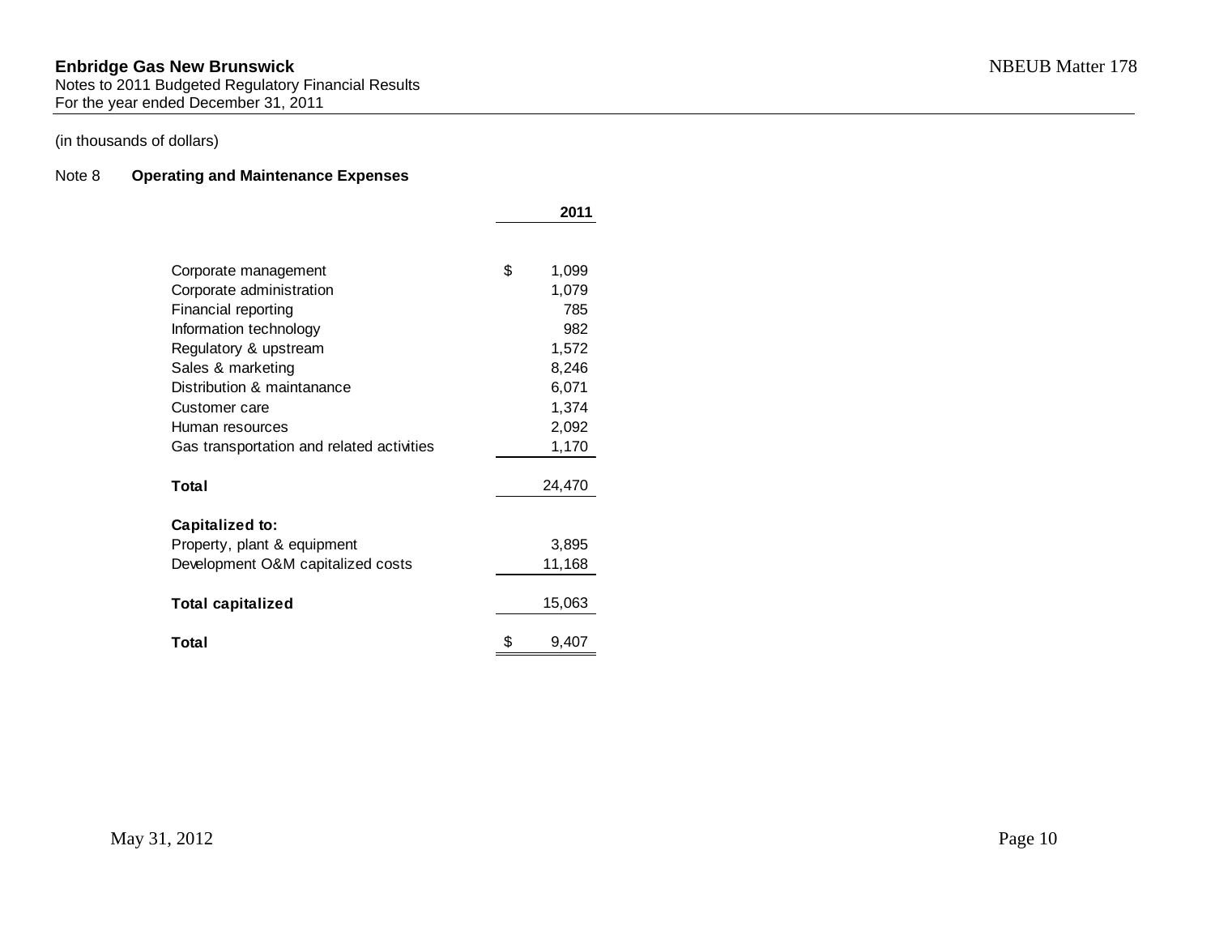**Enbridge Gas New Brunswick**
Notes to 2011 Budgeted Regulatory Financial Results
For the year ended December 31, 2011

NBEUB Matter 178

(in thousands of dollars)

Note 8 **Operating and Maintenance Expenses**

| | 2011 |
|---|---|
| Corporate management | $ 1,099 |
| Corporate administration | 1,079 |
| Financial reporting | 785 |
| Information technology | 982 |
| Regulatory & upstream | 1,572 |
| Sales & marketing | 8,246 |
| Distribution & maintanance | 6,071 |
| Customer care | 1,374 |
| Human resources | 2,092 |
| Gas transportation and related activities | 1,170 |
| **Total** | 24,470 |
| **Capitalized to:** | |
| Property, plant & equipment | 3,895 |
| Development O&M capitalized costs | 11,168 |
| **Total capitalized** | 15,063 |
| **Total** | $ 9,407 |

May 31, 2012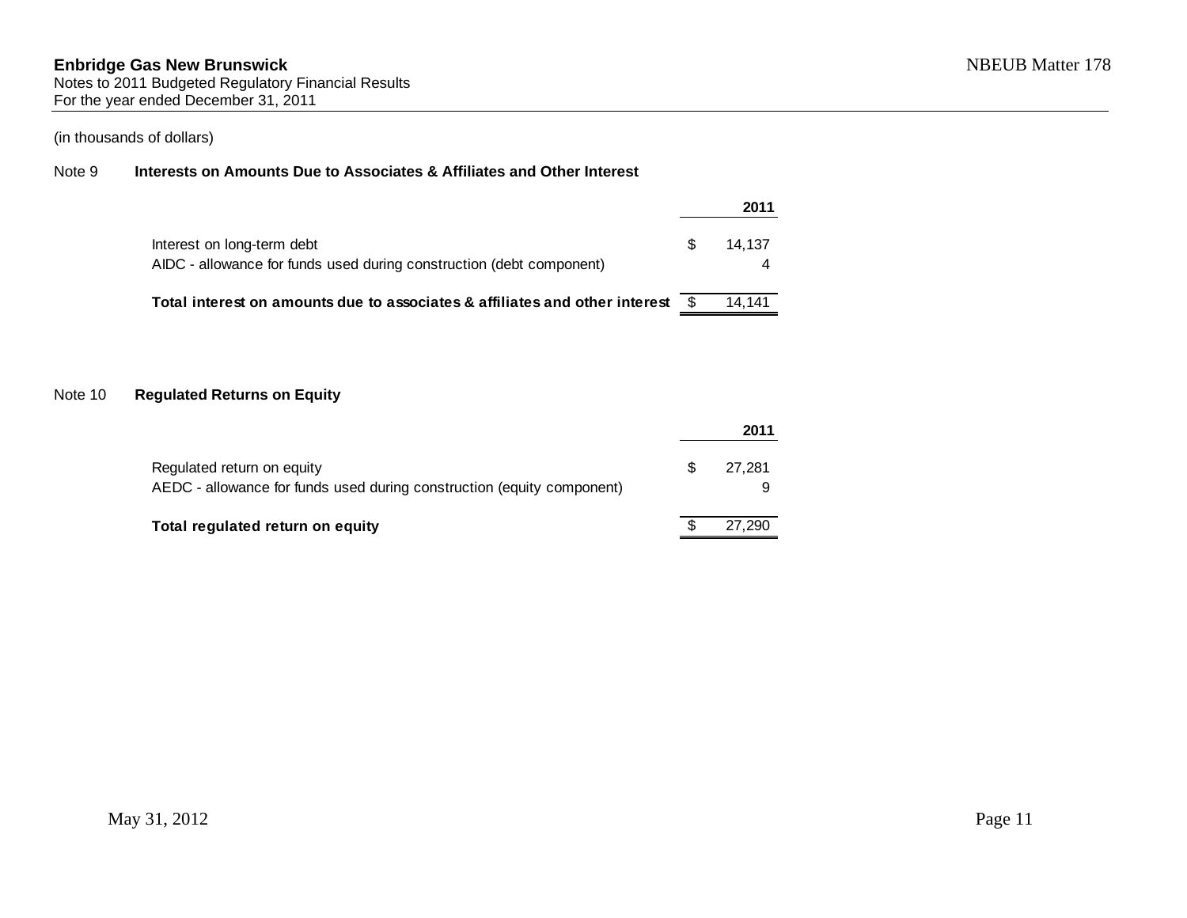**Enbridge Gas New Brunswick**
Notes to 2011 Budgeted Regulatory Financial Results
For the year ended December 31, 2011

(in thousands of dollars)

### Note 9 Interests on Amounts Due to Associates & Affiliates and Other Interest

| | 2011 |
|---|---|
| Interest on long-term debt | $ 14,137 |
| AIDC - allowance for funds used during construction (debt component) | 4 |
| **Total interest on amounts due to associates & affiliates and other interest** | $ 14,141 |

### Note 10 Regulated Returns on Equity

| | 2011 |
|---|---|
| Regulated return on equity | $ 27,281 |
| AEDC - allowance for funds used during construction (equity component) | 9 |
| **Total regulated return on equity** | $ 27,290 |

May 31, 2012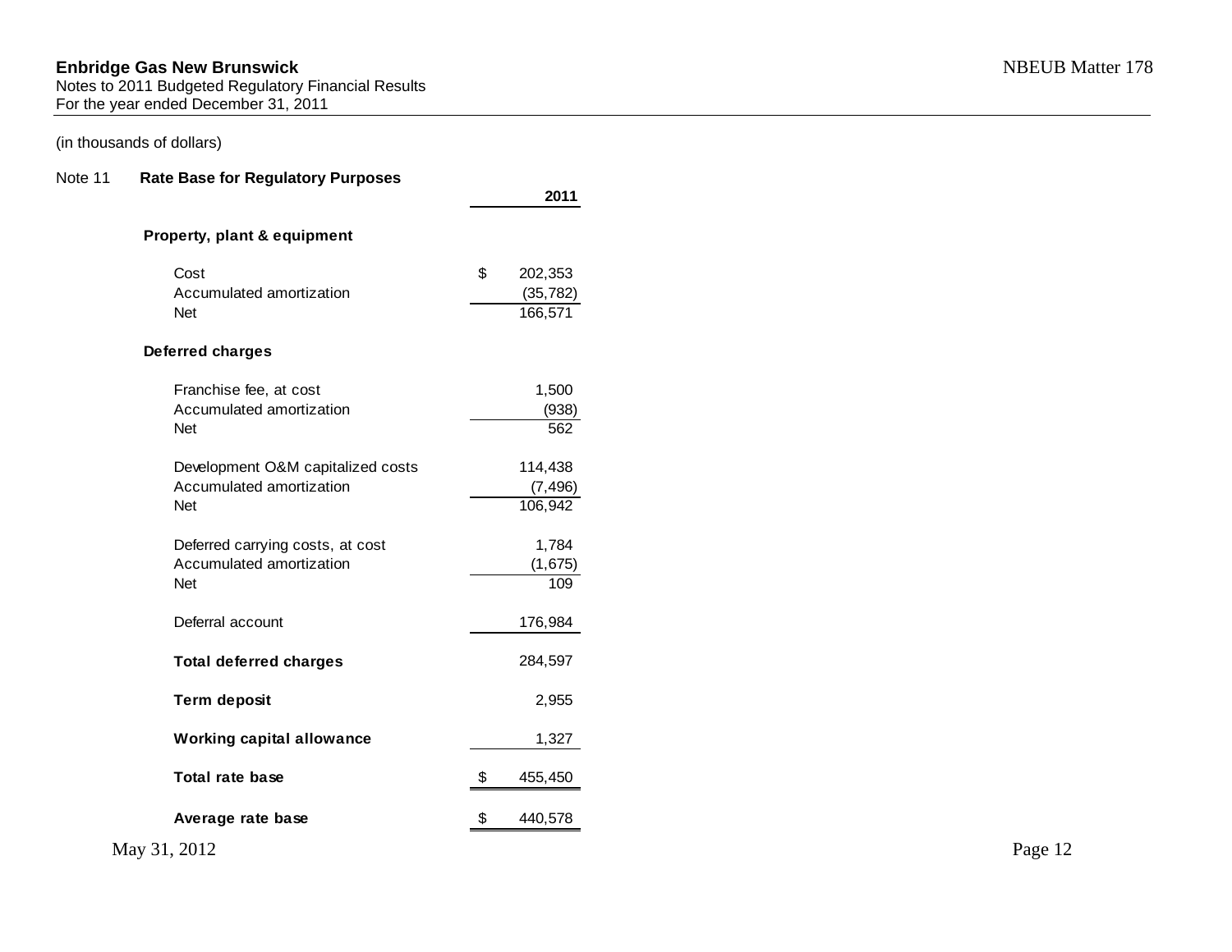**Enbridge Gas New Brunswick**
Notes to 2011 Budgeted Regulatory Financial Results
For the year ended December 31, 2011

NBEUB Matter 178

(in thousands of dollars)

Note 11 **Rate Base for Regulatory Purposes**

| | 2011 |
|---|---|
| **Property, plant & equipment** | |
| Cost | $ 202,353 |
| Accumulated amortization | (35,782) |
| Net | 166,571 |
| **Deferred charges** | |
| Franchise fee, at cost | 1,500 |
| Accumulated amortization | (938) |
| Net | 562 |
| Development O&M capitalized costs | 114,438 |
| Accumulated amortization | (7,496) |
| Net | 106,942 |
| Deferred carrying costs, at cost | 1,784 |
| Accumulated amortization | (1,675) |
| Net | 109 |
| Deferral account | 176,984 |
| **Total deferred charges** | 284,597 |
| **Term deposit** | 2,955 |
| **Working capital allowance** | 1,327 |
| **Total rate base** | $ 455,450 |
| **Average rate base** | $ 440,578 |

May 31, 2012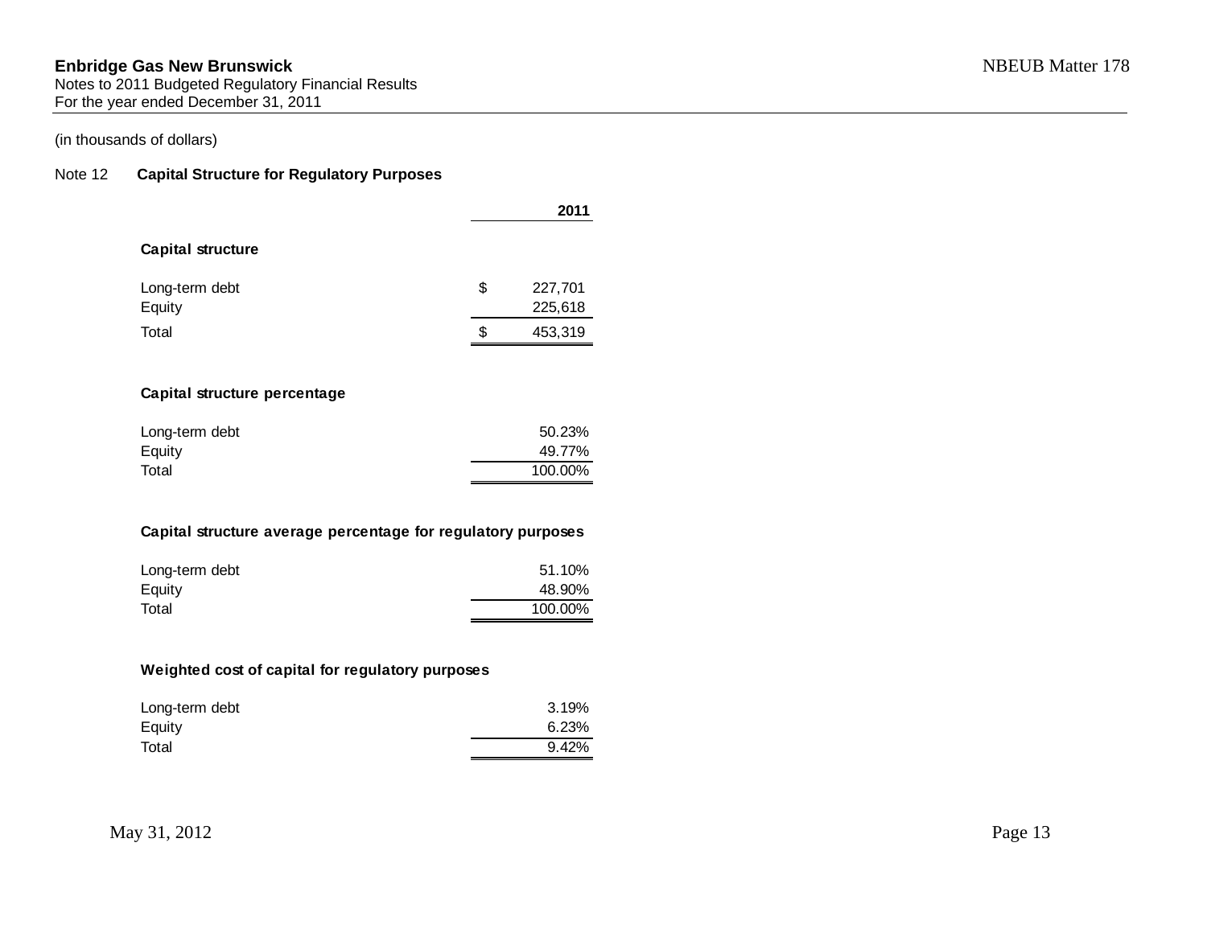**Enbridge Gas New Brunswick**
Notes to 2011 Budgeted Regulatory Financial Results
For the year ended December 31, 2011

NBEUB Matter 178

(in thousands of dollars)

Note 12 **Capital Structure for Regulatory Purposes**

| | 2011 |
|---|---|
| **Capital structure** | |
| Long-term debt | $ 227,701 |
| Equity | 225,618 |
| Total | $ 453,319 |
| | |
| **Capital structure percentage** | |
| Long-term debt | 50.23% |
| Equity | 49.77% |
| Total | 100.00% |
| | |
| **Capital structure average percentage for regulatory purposes** | |
| Long-term debt | 51.10% |
| Equity | 48.90% |
| Total | 100.00% |
| | |
| **Weighted cost of capital for regulatory purposes** | |
| Long-term debt | 3.19% |
| Equity | 6.23% |
| Total | 9.42% |

May 31, 2012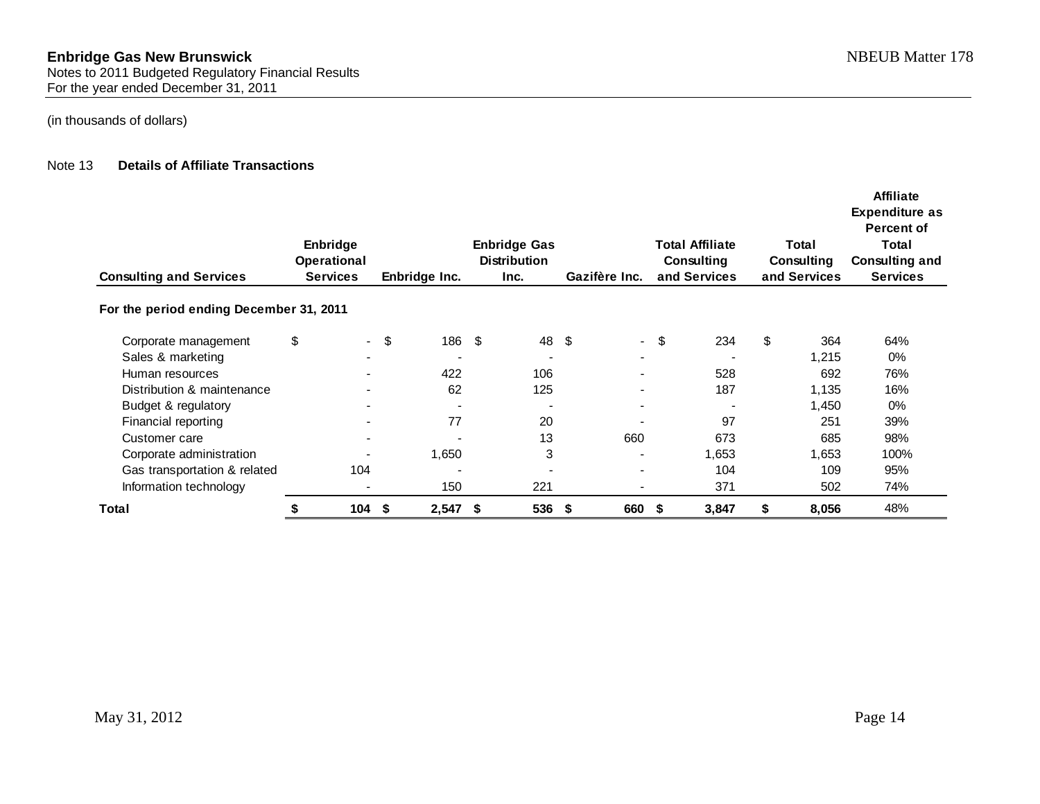**Enbridge Gas New Brunswick**
Notes to 2011 Budgeted Regulatory Financial Results
For the year ended December 31, 2011

(in thousands of dollars)

Note 13 **Details of Affiliate Transactions**

| Consulting and Services | Enbridge Operational Services | Enbridge Inc. | Enbridge Gas Distribution Inc. | Gazifère Inc. | Total Affiliate Consulting and Services | Total Consulting and Services | Affiliate Expenditure as Percent of Total Consulting and Services |
|---|---|---|---|---|---|---|---|
| **For the period ending December 31, 2011** | | | | | | | |
| Corporate management | $ - | $ 186 | $ 48 | $ - | $ 234 | $ 364 | 64% |
| Sales & marketing | - | - | - | - | - | 1,215 | 0% |
| Human resources | - | 422 | 106 | - | 528 | 692 | 76% |
| Distribution & maintenance | - | 62 | 125 | - | 187 | 1,135 | 16% |
| Budget & regulatory | - | - | - | - | - | 1,450 | 0% |
| Financial reporting | - | 77 | 20 | - | 97 | 251 | 39% |
| Customer care | - | - | 13 | 660 | 673 | 685 | 98% |
| Corporate administration | - | 1,650 | 3 | - | 1,653 | 1,653 | 100% |
| Gas transportation & related | 104 | - | - | - | 104 | 109 | 95% |
| Information technology | - | 150 | 221 | - | 371 | 502 | 74% |
| **Total** | **$ 104** | **$ 2,547** | **$ 536** | **$ 660** | **$ 3,847** | **$ 8,056** | 48% |

May 31, 2012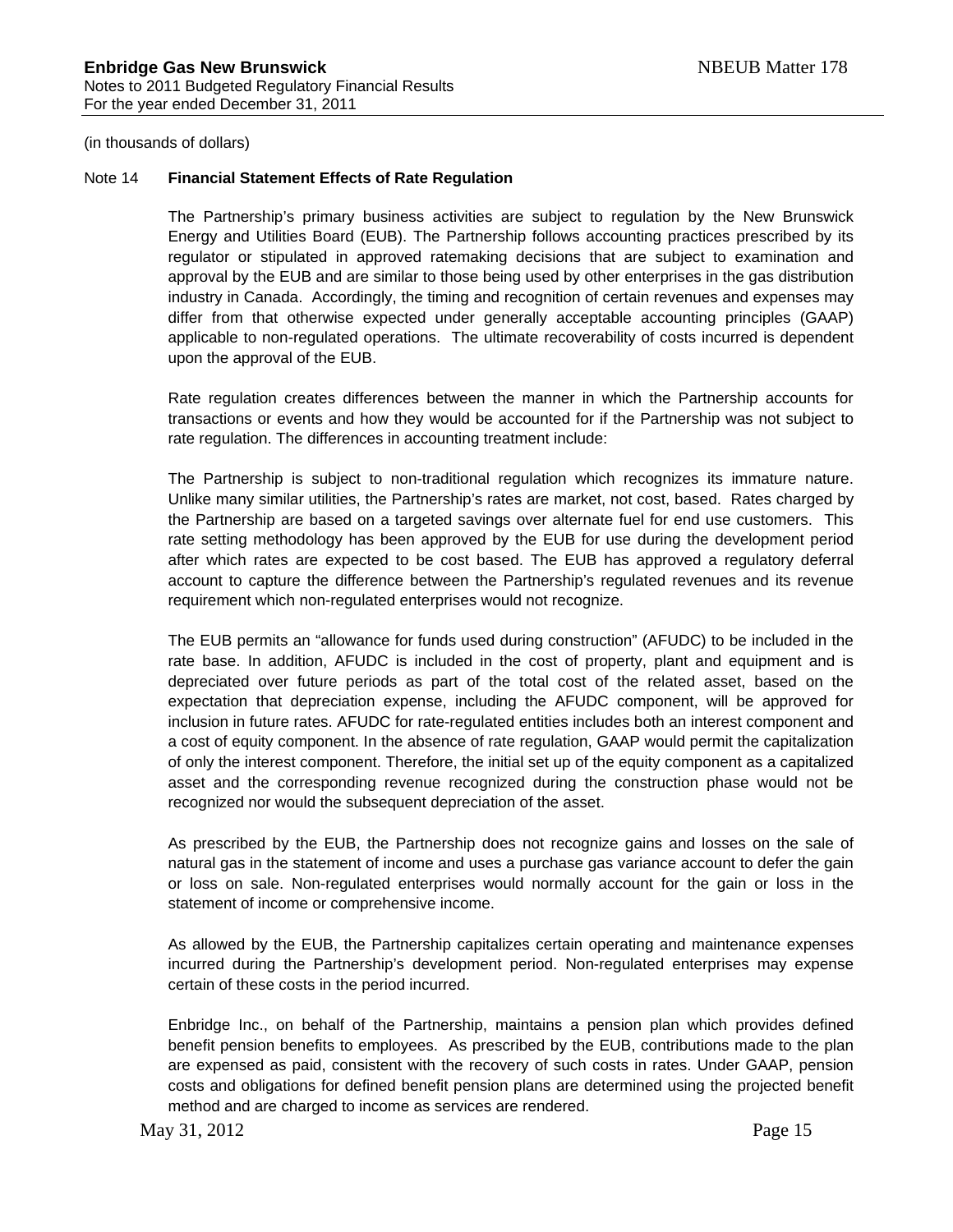(in thousands of dollars)

## Note 14 Financial Statement Effects of Rate Regulation

The Partnership's primary business activities are subject to regulation by the New Brunswick Energy and Utilities Board (EUB). The Partnership follows accounting practices prescribed by its regulator or stipulated in approved ratemaking decisions that are subject to examination and approval by the EUB and are similar to those being used by other enterprises in the gas distribution industry in Canada. Accordingly, the timing and recognition of certain revenues and expenses may differ from that otherwise expected under generally acceptable accounting principles (GAAP) applicable to non-regulated operations. The ultimate recoverability of costs incurred is dependent upon the approval of the EUB.

Rate regulation creates differences between the manner in which the Partnership accounts for transactions or events and how they would be accounted for if the Partnership was not subject to rate regulation. The differences in accounting treatment include:

The Partnership is subject to non-traditional regulation which recognizes its immature nature. Unlike many similar utilities, the Partnership's rates are market, not cost, based. Rates charged by the Partnership are based on a targeted savings over alternate fuel for end use customers. This rate setting methodology has been approved by the EUB for use during the development period after which rates are expected to be cost based. The EUB has approved a regulatory deferral account to capture the difference between the Partnership's regulated revenues and its revenue requirement which non-regulated enterprises would not recognize.

The EUB permits an "allowance for funds used during construction" (AFUDC) to be included in the rate base. In addition, AFUDC is included in the cost of property, plant and equipment and is depreciated over future periods as part of the total cost of the related asset, based on the expectation that depreciation expense, including the AFUDC component, will be approved for inclusion in future rates. AFUDC for rate-regulated entities includes both an interest component and a cost of equity component. In the absence of rate regulation, GAAP would permit the capitalization of only the interest component. Therefore, the initial set up of the equity component as a capitalized asset and the corresponding revenue recognized during the construction phase would not be recognized nor would the subsequent depreciation of the asset.

As prescribed by the EUB, the Partnership does not recognize gains and losses on the sale of natural gas in the statement of income and uses a purchase gas variance account to defer the gain or loss on sale. Non-regulated enterprises would normally account for the gain or loss in the statement of income or comprehensive income.

As allowed by the EUB, the Partnership capitalizes certain operating and maintenance expenses incurred during the Partnership's development period. Non-regulated enterprises may expense certain of these costs in the period incurred.

Enbridge Inc., on behalf of the Partnership, maintains a pension plan which provides defined benefit pension benefits to employees. As prescribed by the EUB, contributions made to the plan are expensed as paid, consistent with the recovery of such costs in rates. Under GAAP, pension costs and obligations for defined benefit pension plans are determined using the projected benefit method and are charged to income as services are rendered.